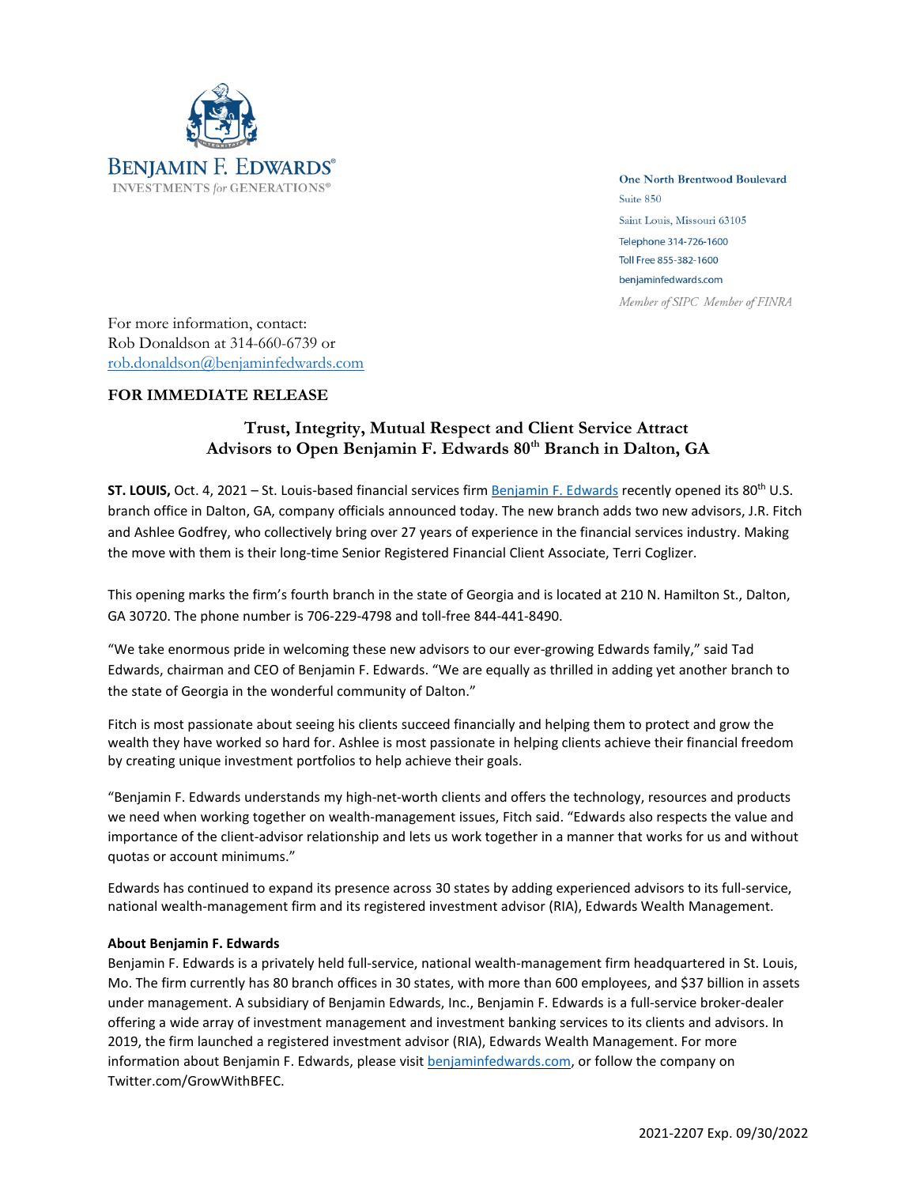BENJAMIN F. EDWARDS®
INVESTMENTS for GENERATIONS®

One North Brentwood Boulevard
Suite 850
Saint Louis, Missouri 63105
Telephone 314-726-1600
Toll Free 855-382-1600
benjaminfedwards.com
*Member of SIPC Member of FINRA*

For more information, contact:
Rob Donaldson at 314-660-6739 or
rob.donaldson@benjaminfedwards.com

**FOR IMMEDIATE RELEASE**

## Trust, Integrity, Mutual Respect and Client Service Attract Advisors to Open Benjamin F. Edwards 80th Branch in Dalton, GA

**ST. LOUIS,** Oct. 4, 2021 – St. Louis-based financial services firm Benjamin F. Edwards recently opened its 80th U.S. branch office in Dalton, GA, company officials announced today. The new branch adds two new advisors, J.R. Fitch and Ashlee Godfrey, who collectively bring over 27 years of experience in the financial services industry. Making the move with them is their long-time Senior Registered Financial Client Associate, Terri Coglizer.

This opening marks the firm's fourth branch in the state of Georgia and is located at 210 N. Hamilton St., Dalton, GA 30720. The phone number is 706-229-4798 and toll-free 844-441-8490.

"We take enormous pride in welcoming these new advisors to our ever-growing Edwards family," said Tad Edwards, chairman and CEO of Benjamin F. Edwards. "We are equally as thrilled in adding yet another branch to the state of Georgia in the wonderful community of Dalton."

Fitch is most passionate about seeing his clients succeed financially and helping them to protect and grow the wealth they have worked so hard for. Ashlee is most passionate in helping clients achieve their financial freedom by creating unique investment portfolios to help achieve their goals.

"Benjamin F. Edwards understands my high-net-worth clients and offers the technology, resources and products we need when working together on wealth-management issues, Fitch said. "Edwards also respects the value and importance of the client-advisor relationship and lets us work together in a manner that works for us and without quotas or account minimums."

Edwards has continued to expand its presence across 30 states by adding experienced advisors to its full-service, national wealth-management firm and its registered investment advisor (RIA), Edwards Wealth Management.

**About Benjamin F. Edwards**

Benjamin F. Edwards is a privately held full-service, national wealth-management firm headquartered in St. Louis, Mo. The firm currently has 80 branch offices in 30 states, with more than 600 employees, and $37 billion in assets under management. A subsidiary of Benjamin Edwards, Inc., Benjamin F. Edwards is a full-service broker-dealer offering a wide array of investment management and investment banking services to its clients and advisors. In 2019, the firm launched a registered investment advisor (RIA), Edwards Wealth Management. For more information about Benjamin F. Edwards, please visit benjaminfedwards.com, or follow the company on Twitter.com/GrowWithBFEC.

2021-2207 Exp. 09/30/2022